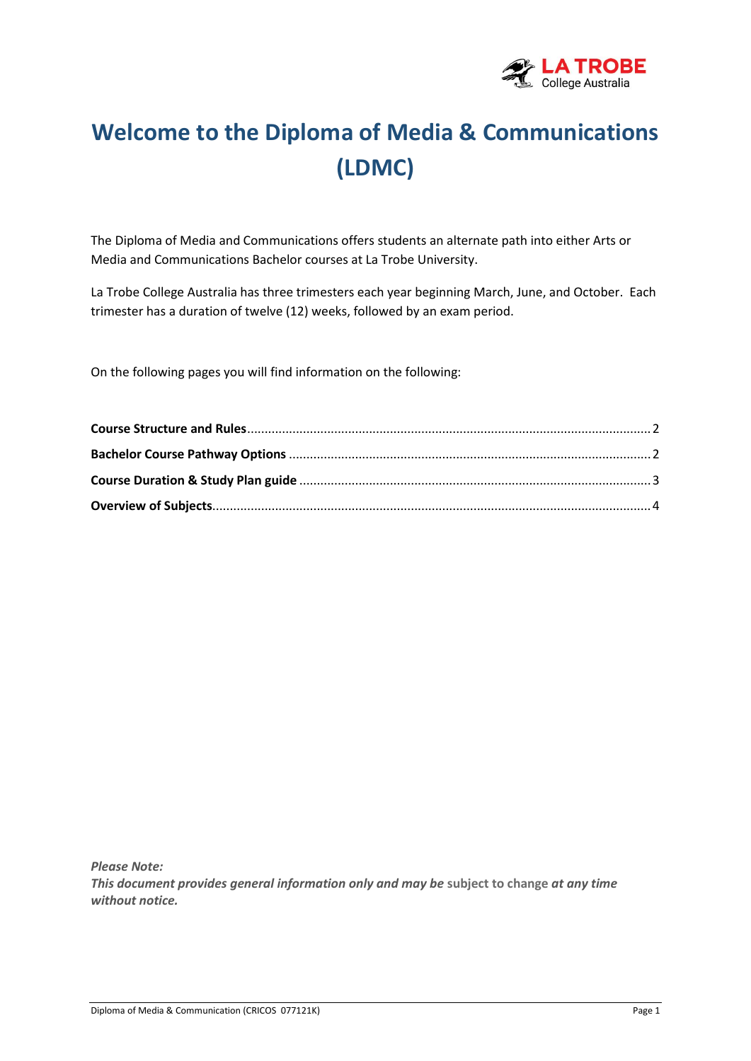# Welcome to the Diploma of Media & Communications (LDMC)

The Diploma of Media and Communications offers students an alternate path into either Arts or Media and Communications Bachelor courses at La Trobe University.

La Trobe College Australia has three trimesters each year beginning March, June, and October. Each trimester has a duration of twelve (12) weeks, followed by an exam period.

On the following pages you will find information on the following:

**Course Structure and Rules** .......... 2
**Bachelor Course Pathway Options** .......... 2
**Course Duration & Study Plan guide** .......... 3
**Overview of Subjects** .......... 4

***Please Note:***
***This document provides general information only and may be* subject to change *at any time without notice.***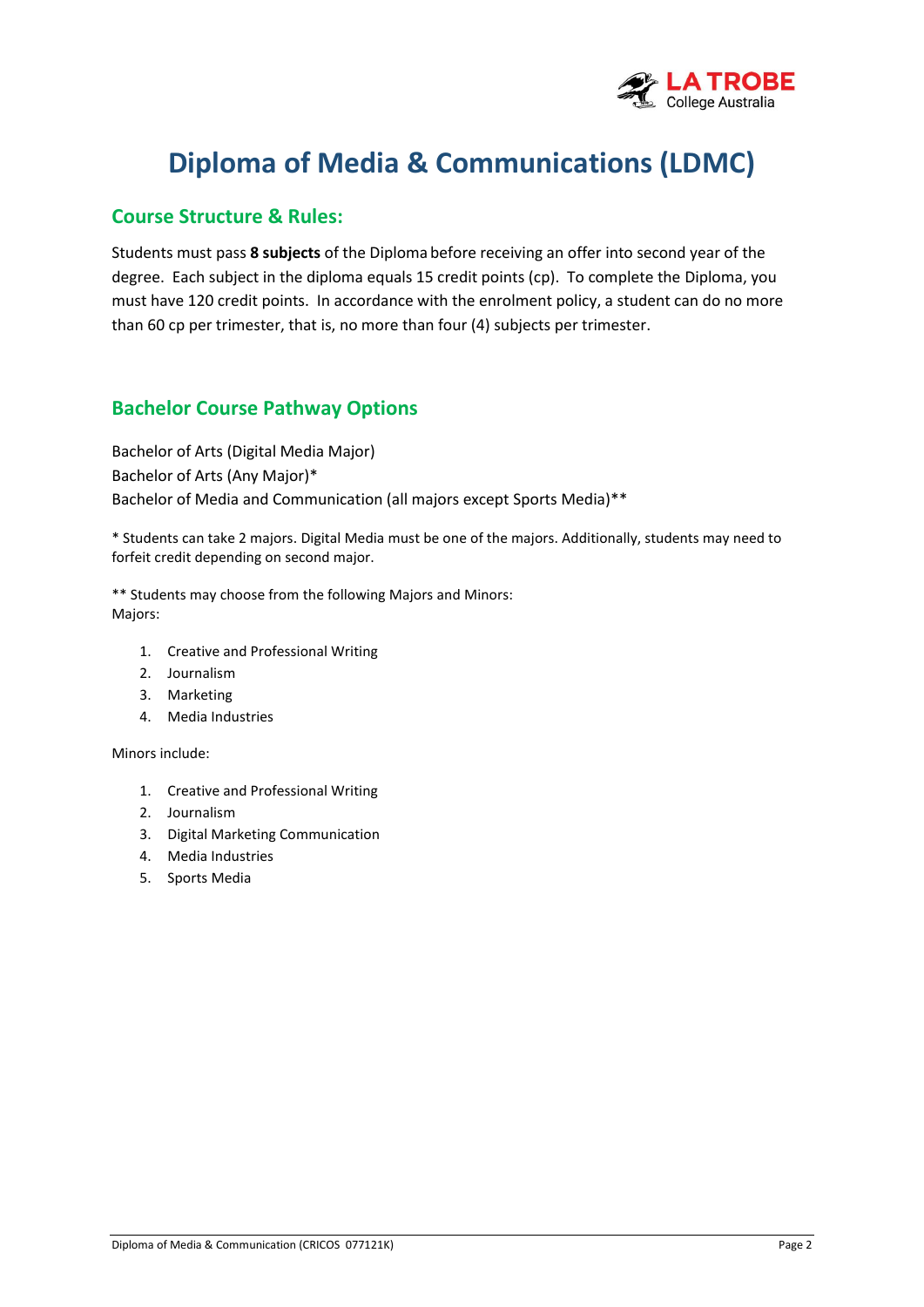# Diploma of Media & Communications (LDMC)

## Course Structure & Rules:

Students must pass **8 subjects** of the Diploma before receiving an offer into second year of the degree. Each subject in the diploma equals 15 credit points (cp). To complete the Diploma, you must have 120 credit points. In accordance with the enrolment policy, a student can do no more than 60 cp per trimester, that is, no more than four (4) subjects per trimester.

## Bachelor Course Pathway Options

Bachelor of Arts (Digital Media Major)
Bachelor of Arts (Any Major)*
Bachelor of Media and Communication (all majors except Sports Media)**

* Students can take 2 majors. Digital Media must be one of the majors. Additionally, students may need to forfeit credit depending on second major.

** Students may choose from the following Majors and Minors:
Majors:

1. Creative and Professional Writing
2. Journalism
3. Marketing
4. Media Industries

Minors include:

1. Creative and Professional Writing
2. Journalism
3. Digital Marketing Communication
4. Media Industries
5. Sports Media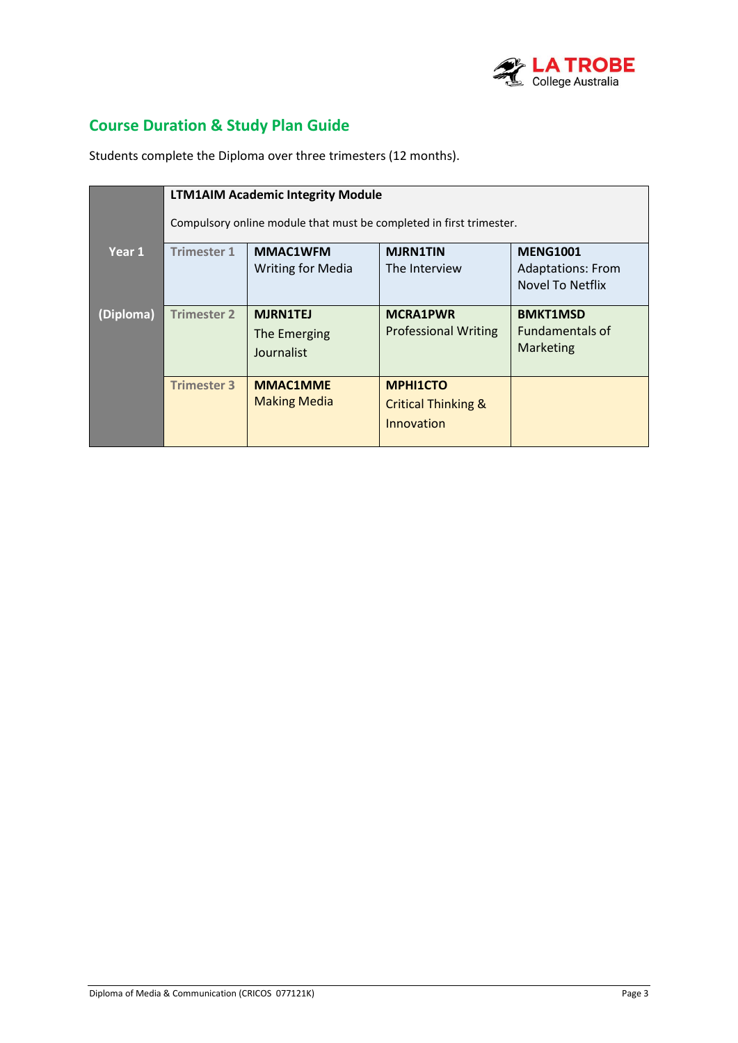## Course Duration & Study Plan Guide

Students complete the Diploma over three trimesters (12 months).

| Year 1 (Diploma) | | | | |
|---|---|---|---|---|
| | **LTM1AIM Academic Integrity Module**<br>Compulsory online module that must be completed in first trimester. | | | |
| | Trimester 1 | **MMAC1WFM**<br>Writing for Media | **MJRN1TIN**<br>The Interview | **MENG1001**<br>Adaptations: From Novel To Netflix |
| | Trimester 2 | **MJRN1TEJ**<br>The Emerging Journalist | **MCRA1PWR**<br>Professional Writing | **BMKT1MSD**<br>Fundamentals of Marketing |
| | Trimester 3 | **MMAC1MME**<br>Making Media | **MPHI1CTO**<br>Critical Thinking & Innovation | |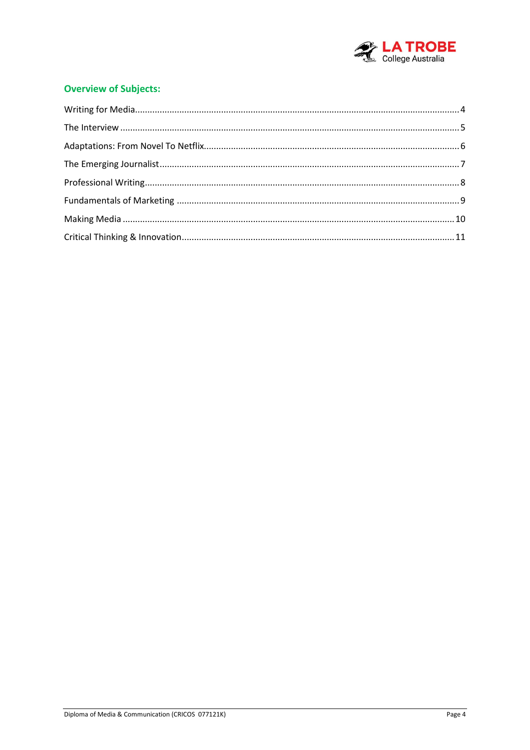## Overview of Subjects:

Writing for Media .......... 4

The Interview .......... 5

Adaptations: From Novel To Netflix .......... 6

The Emerging Journalist .......... 7

Professional Writing .......... 8

Fundamentals of Marketing .......... 9

Making Media .......... 10

Critical Thinking & Innovation .......... 11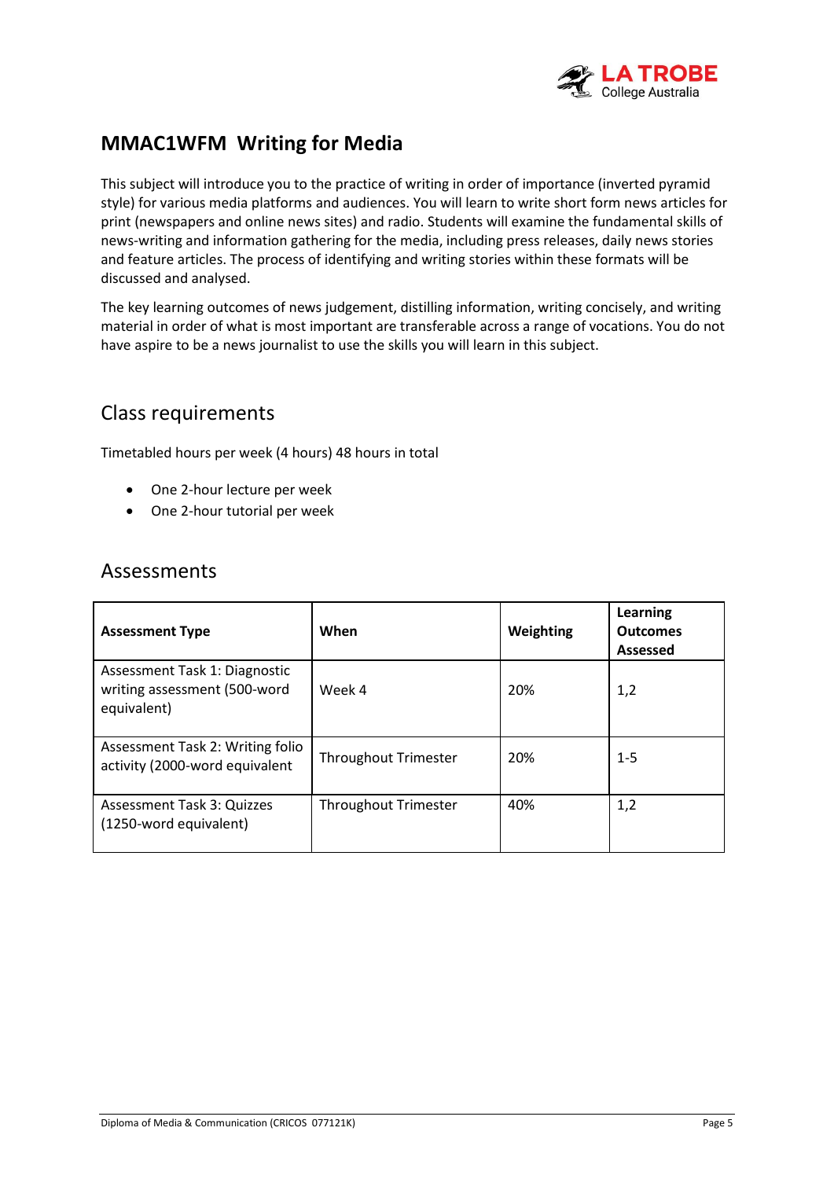# MMAC1WFM Writing for Media

This subject will introduce you to the practice of writing in order of importance (inverted pyramid style) for various media platforms and audiences. You will learn to write short form news articles for print (newspapers and online news sites) and radio. Students will examine the fundamental skills of news-writing and information gathering for the media, including press releases, daily news stories and feature articles. The process of identifying and writing stories within these formats will be discussed and analysed.

The key learning outcomes of news judgement, distilling information, writing concisely, and writing material in order of what is most important are transferable across a range of vocations. You do not have aspire to be a news journalist to use the skills you will learn in this subject.

## Class requirements

Timetabled hours per week (4 hours) 48 hours in total

- One 2-hour lecture per week
- One 2-hour tutorial per week

## Assessments

| Assessment Type | When | Weighting | Learning Outcomes Assessed |
|---|---|---|---|
| Assessment Task 1: Diagnostic writing assessment (500-word equivalent) | Week 4 | 20% | 1,2 |
| Assessment Task 2: Writing folio activity (2000-word equivalent | Throughout Trimester | 20% | 1-5 |
| Assessment Task 3: Quizzes (1250-word equivalent) | Throughout Trimester | 40% | 1,2 |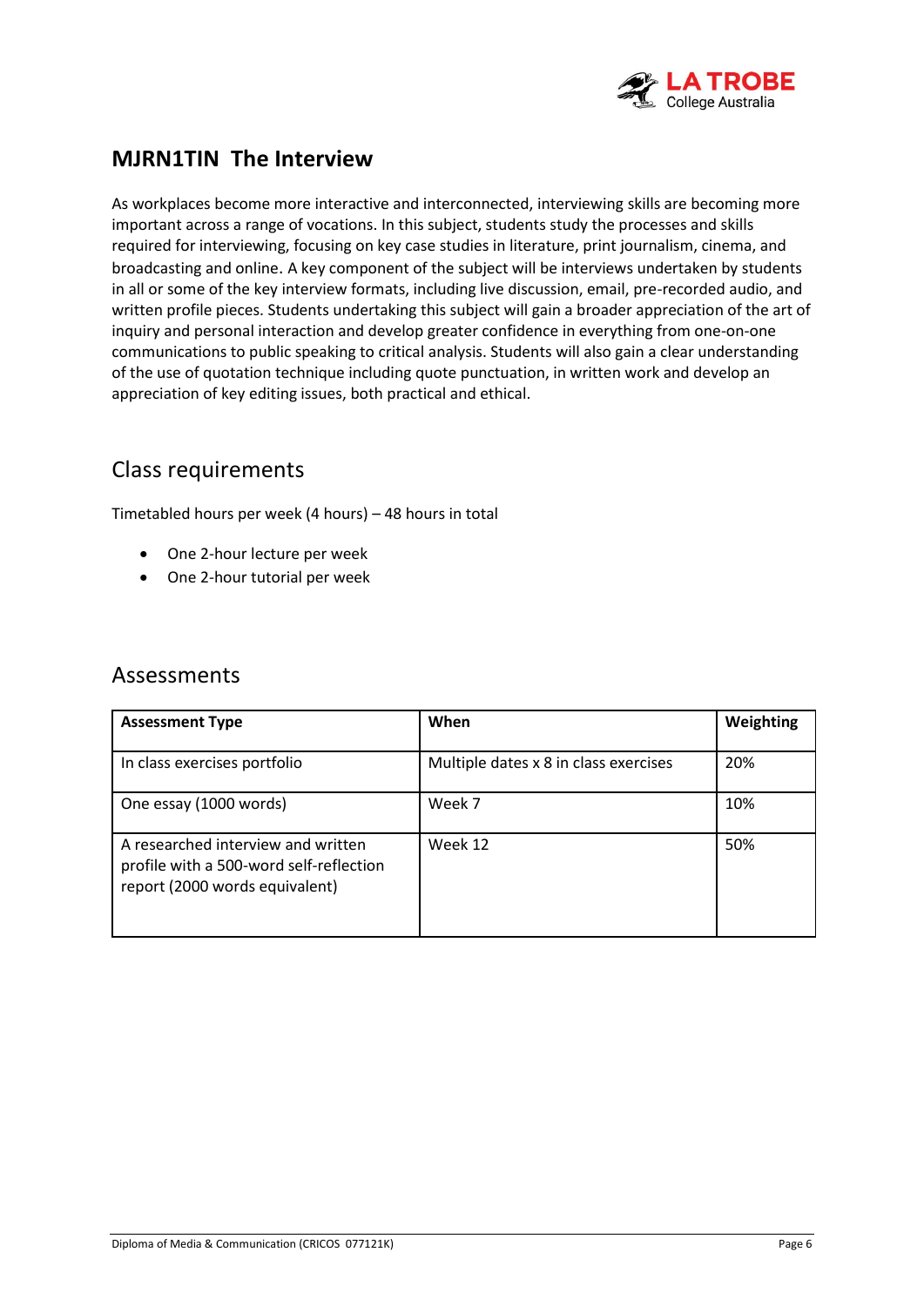## MJRN1TIN The Interview

As workplaces become more interactive and interconnected, interviewing skills are becoming more important across a range of vocations. In this subject, students study the processes and skills required for interviewing, focusing on key case studies in literature, print journalism, cinema, and broadcasting and online. A key component of the subject will be interviews undertaken by students in all or some of the key interview formats, including live discussion, email, pre-recorded audio, and written profile pieces. Students undertaking this subject will gain a broader appreciation of the art of inquiry and personal interaction and develop greater confidence in everything from one-on-one communications to public speaking to critical analysis. Students will also gain a clear understanding of the use of quotation technique including quote punctuation, in written work and develop an appreciation of key editing issues, both practical and ethical.

### Class requirements

Timetabled hours per week (4 hours) – 48 hours in total

- One 2-hour lecture per week
- One 2-hour tutorial per week

### Assessments

| Assessment Type | When | Weighting |
|---|---|---|
| In class exercises portfolio | Multiple dates x 8 in class exercises | 20% |
| One essay (1000 words) | Week 7 | 10% |
| A researched interview and written profile with a 500-word self-reflection report (2000 words equivalent) | Week 12 | 50% |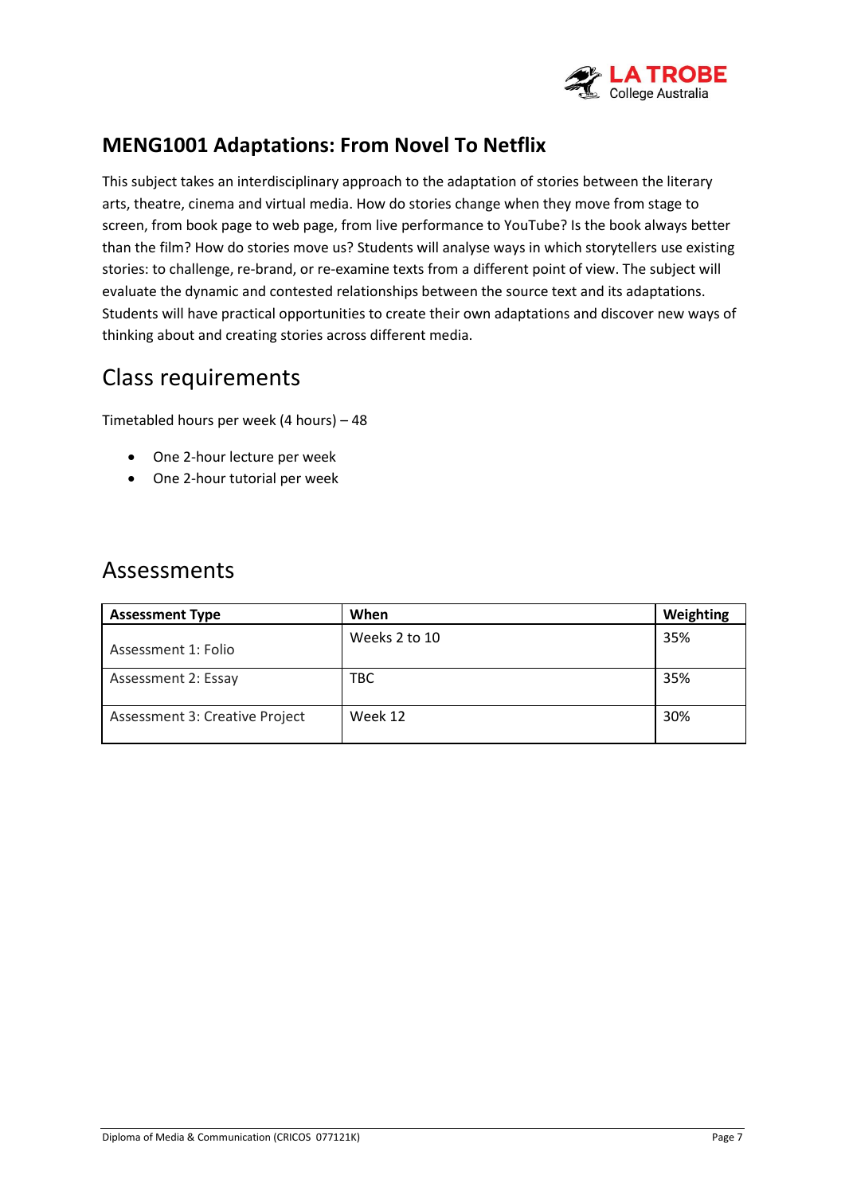## MENG1001 Adaptations: From Novel To Netflix

This subject takes an interdisciplinary approach to the adaptation of stories between the literary arts, theatre, cinema and virtual media. How do stories change when they move from stage to screen, from book page to web page, from live performance to YouTube? Is the book always better than the film? How do stories move us? Students will analyse ways in which storytellers use existing stories: to challenge, re-brand, or re-examine texts from a different point of view. The subject will evaluate the dynamic and contested relationships between the source text and its adaptations. Students will have practical opportunities to create their own adaptations and discover new ways of thinking about and creating stories across different media.

## Class requirements

Timetabled hours per week (4 hours) – 48

- One 2-hour lecture per week
- One 2-hour tutorial per week

## Assessments

| Assessment Type | When | Weighting |
|---|---|---|
| Assessment 1: Folio | Weeks 2 to 10 | 35% |
| Assessment 2: Essay | TBC | 35% |
| Assessment 3: Creative Project | Week 12 | 30% |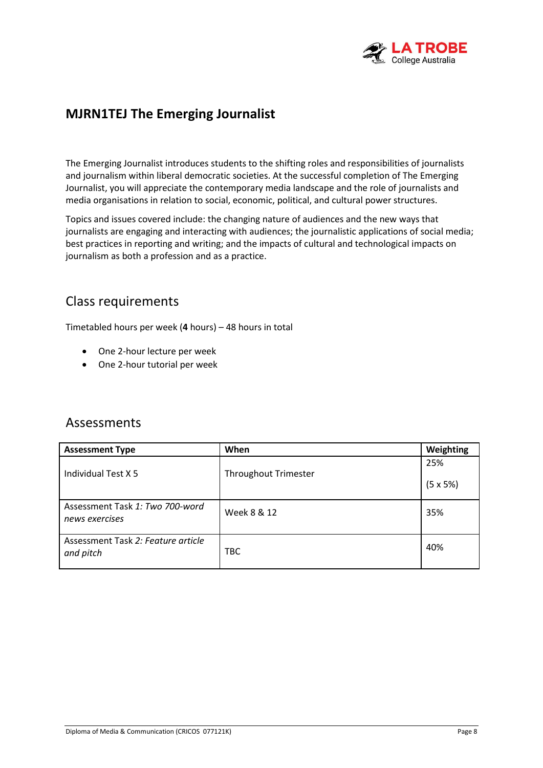# MJRN1TEJ The Emerging Journalist

The Emerging Journalist introduces students to the shifting roles and responsibilities of journalists and journalism within liberal democratic societies. At the successful completion of The Emerging Journalist, you will appreciate the contemporary media landscape and the role of journalists and media organisations in relation to social, economic, political, and cultural power structures.

Topics and issues covered include: the changing nature of audiences and the new ways that journalists are engaging and interacting with audiences; the journalistic applications of social media; best practices in reporting and writing; and the impacts of cultural and technological impacts on journalism as both a profession and as a practice.

## Class requirements

Timetabled hours per week (**4** hours) – 48 hours in total

- One 2-hour lecture per week
- One 2-hour tutorial per week

## Assessments

| **Assessment Type** | **When** | **Weighting** |
|---|---|---|
| Individual Test X 5 | Throughout Trimester | 25% (5 x 5%) |
| Assessment Task *1: Two 700-word news exercises* | Week 8 & 12 | 35% |
| Assessment Task *2: Feature article and pitch* | TBC | 40% |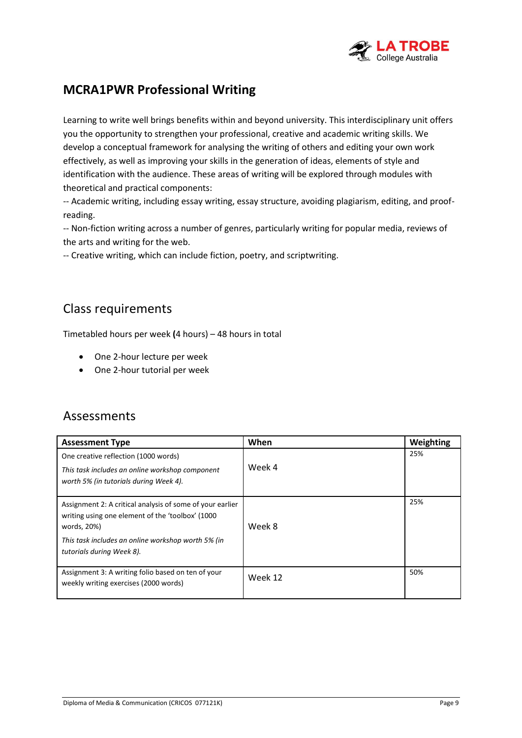## MCRA1PWR Professional Writing

Learning to write well brings benefits within and beyond university. This interdisciplinary unit offers you the opportunity to strengthen your professional, creative and academic writing skills. We develop a conceptual framework for analysing the writing of others and editing your own work effectively, as well as improving your skills in the generation of ideas, elements of style and identification with the audience. These areas of writing will be explored through modules with theoretical and practical components:

-- Academic writing, including essay writing, essay structure, avoiding plagiarism, editing, and proof-reading.

-- Non-fiction writing across a number of genres, particularly writing for popular media, reviews of the arts and writing for the web.

-- Creative writing, which can include fiction, poetry, and scriptwriting.

## Class requirements

Timetabled hours per week **(**4 hours) – 48 hours in total

- One 2-hour lecture per week
- One 2-hour tutorial per week

## Assessments

| Assessment Type | When | Weighting |
|---|---|---|
| One creative reflection (1000 words)<br>*This task includes an online workshop component worth 5% (in tutorials during Week 4).* | Week 4 | 25% |
| Assignment 2: A critical analysis of some of your earlier writing using one element of the 'toolbox' (1000 words, 20%)<br>*This task includes an online workshop worth 5% (in tutorials during Week 8).* | Week 8 | 25% |
| Assignment 3: A writing folio based on ten of your weekly writing exercises (2000 words) | Week 12 | 50% |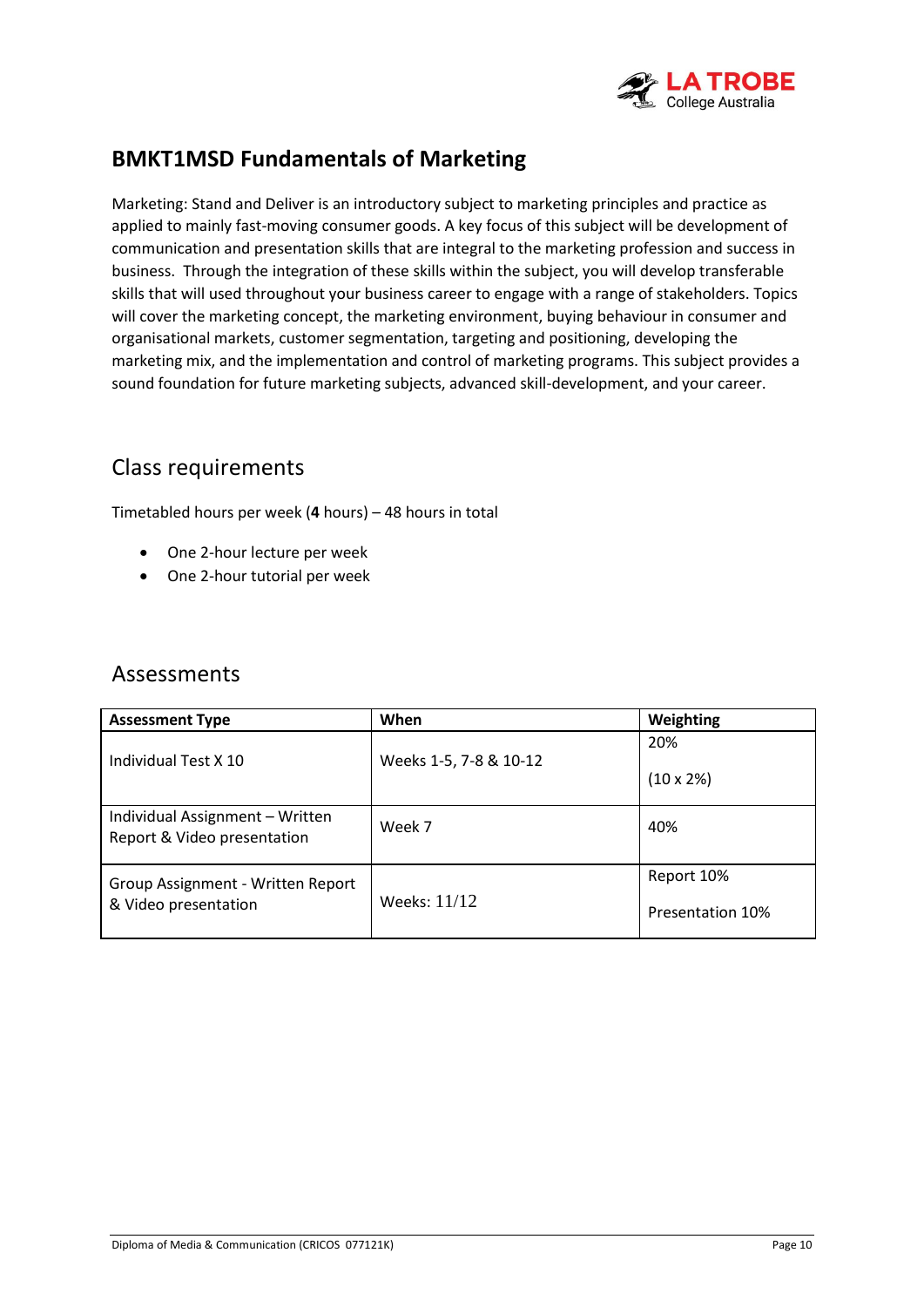## BMKT1MSD Fundamentals of Marketing

Marketing: Stand and Deliver is an introductory subject to marketing principles and practice as applied to mainly fast-moving consumer goods. A key focus of this subject will be development of communication and presentation skills that are integral to the marketing profession and success in business. Through the integration of these skills within the subject, you will develop transferable skills that will used throughout your business career to engage with a range of stakeholders. Topics will cover the marketing concept, the marketing environment, buying behaviour in consumer and organisational markets, customer segmentation, targeting and positioning, developing the marketing mix, and the implementation and control of marketing programs. This subject provides a sound foundation for future marketing subjects, advanced skill-development, and your career.

## Class requirements

Timetabled hours per week (**4** hours) – 48 hours in total

- One 2-hour lecture per week
- One 2-hour tutorial per week

## Assessments

| **Assessment Type** | **When** | **Weighting** |
|---|---|---|
| Individual Test X 10 | Weeks 1-5, 7-8 & 10-12 | 20%<br><br>(10 x 2%) |
| Individual Assignment – Written Report & Video presentation | Week 7 | 40% |
| Group Assignment - Written Report & Video presentation | Weeks: 11/12 | Report 10%<br><br>Presentation 10% |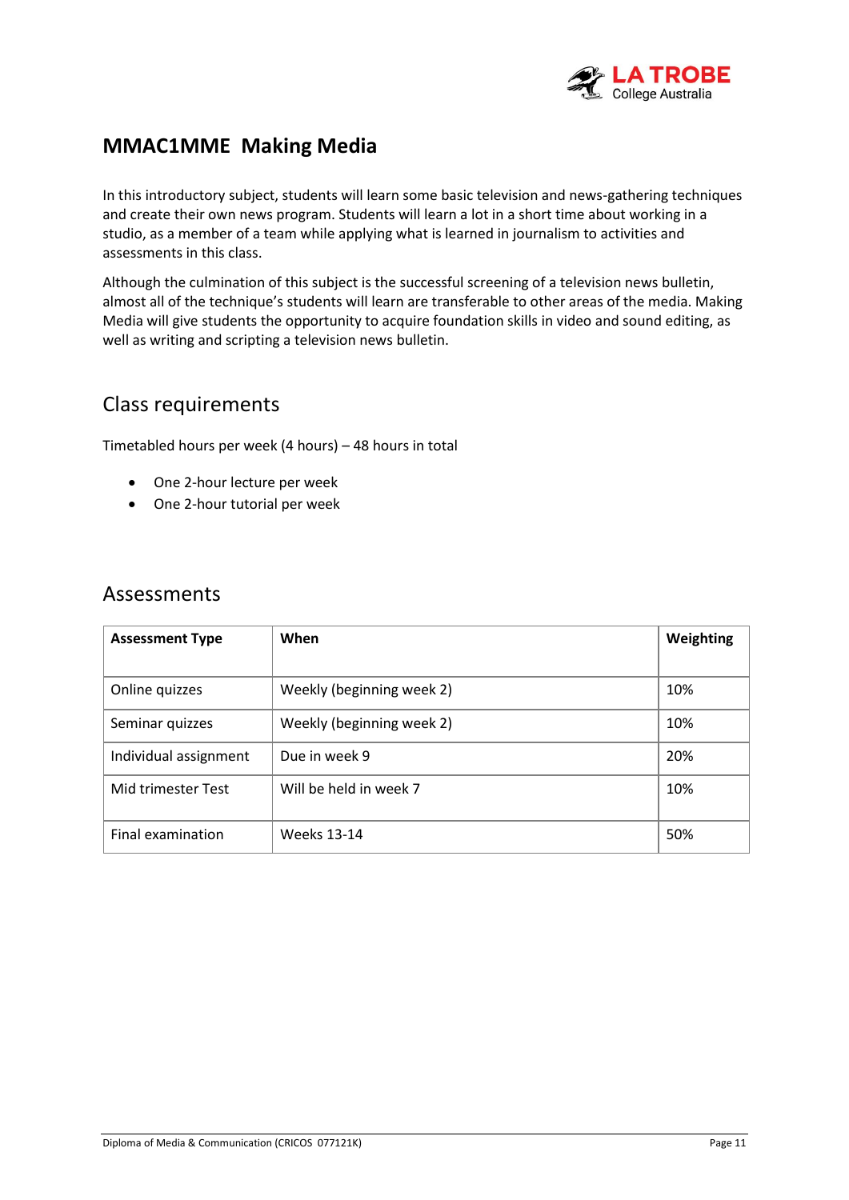## MMAC1MME Making Media

In this introductory subject, students will learn some basic television and news-gathering techniques and create their own news program. Students will learn a lot in a short time about working in a studio, as a member of a team while applying what is learned in journalism to activities and assessments in this class.

Although the culmination of this subject is the successful screening of a television news bulletin, almost all of the technique's students will learn are transferable to other areas of the media. Making Media will give students the opportunity to acquire foundation skills in video and sound editing, as well as writing and scripting a television news bulletin.

### Class requirements

Timetabled hours per week (4 hours) – 48 hours in total

- One 2-hour lecture per week
- One 2-hour tutorial per week

### Assessments

| **Assessment Type** | **When** | **Weighting** |
|---|---|---|
| Online quizzes | Weekly (beginning week 2) | 10% |
| Seminar quizzes | Weekly (beginning week 2) | 10% |
| Individual assignment | Due in week 9 | 20% |
| Mid trimester Test | Will be held in week 7 | 10% |
| Final examination | Weeks 13-14 | 50% |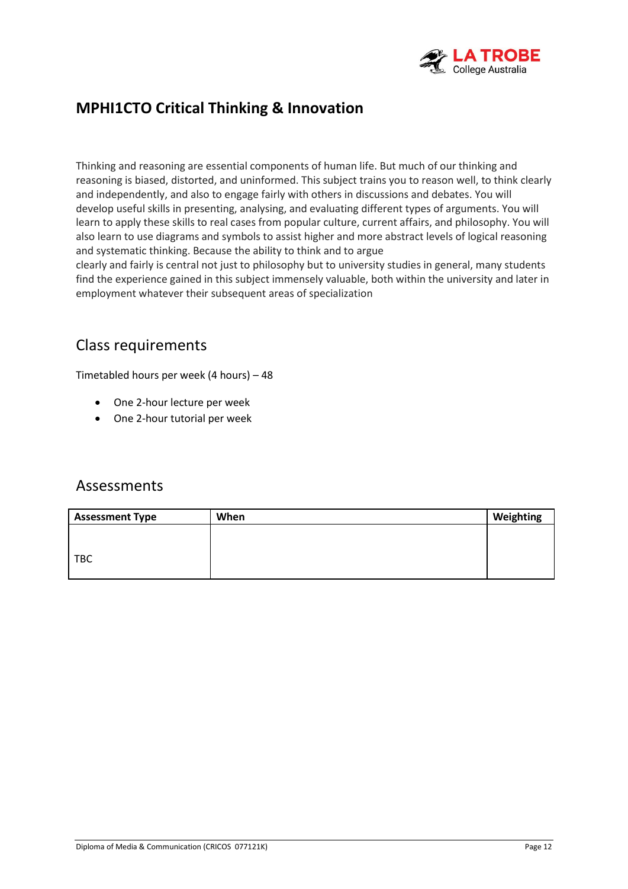# MPHI1CTO Critical Thinking & Innovation

Thinking and reasoning are essential components of human life. But much of our thinking and reasoning is biased, distorted, and uninformed. This subject trains you to reason well, to think clearly and independently, and also to engage fairly with others in discussions and debates. You will develop useful skills in presenting, analysing, and evaluating different types of arguments. You will learn to apply these skills to real cases from popular culture, current affairs, and philosophy. You will also learn to use diagrams and symbols to assist higher and more abstract levels of logical reasoning and systematic thinking. Because the ability to think and to argue clearly and fairly is central not just to philosophy but to university studies in general, many students find the experience gained in this subject immensely valuable, both within the university and later in employment whatever their subsequent areas of specialization

## Class requirements

Timetabled hours per week (4 hours) – 48

- One 2-hour lecture per week
- One 2-hour tutorial per week

## Assessments

| Assessment Type | When | Weighting |
|---|---|---|
| TBC | | |